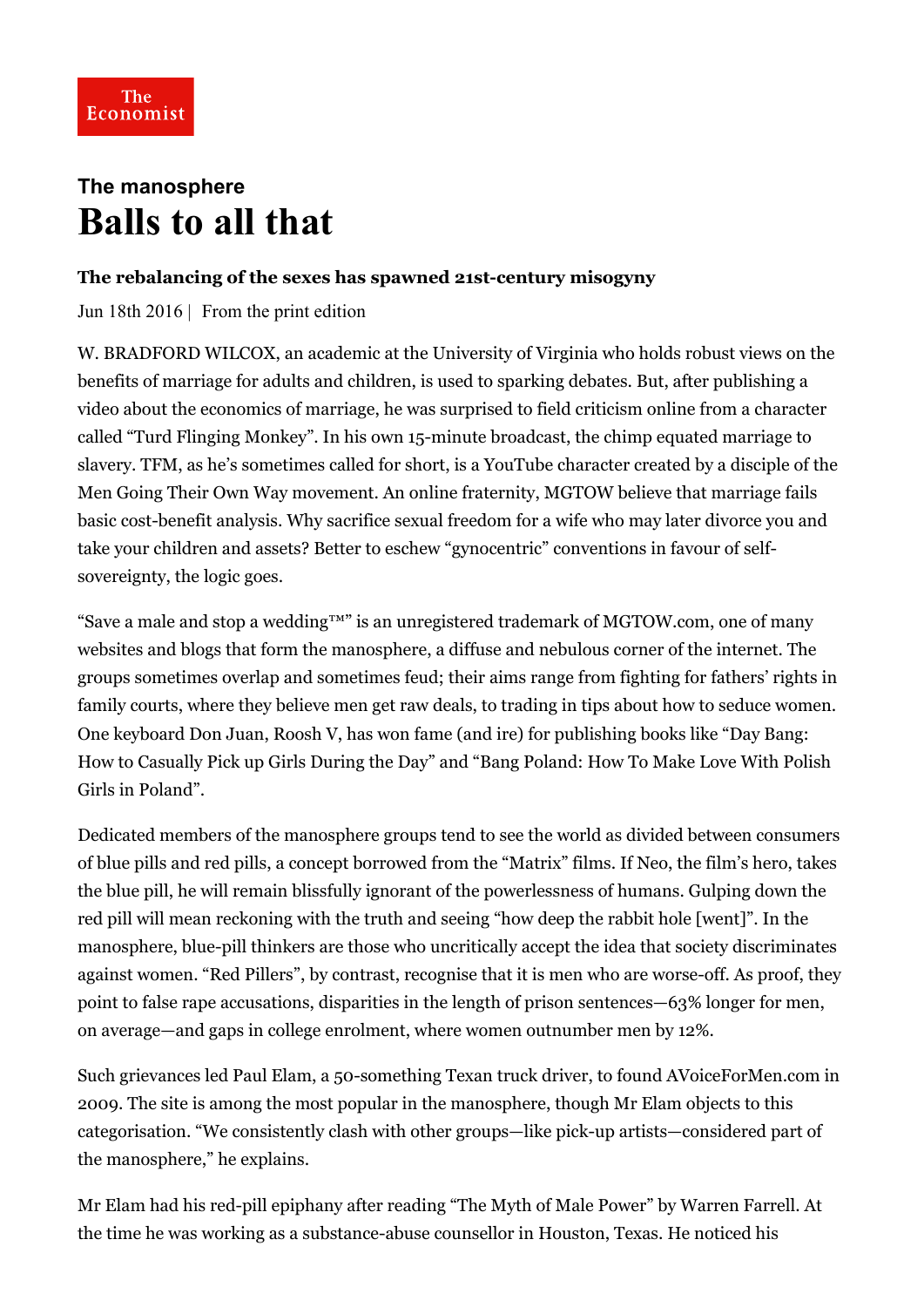The Economist

## The manosphere

# Balls to all that

**The rebalancing of the sexes has spawned 21st-century misogyny**

Jun 18th 2016 | From the print edition

W. BRADFORD WILCOX, an academic at the University of Virginia who holds robust views on the benefits of marriage for adults and children, is used to sparking debates. But, after publishing a video about the economics of marriage, he was surprised to field criticism online from a character called "Turd Flinging Monkey". In his own 15-minute broadcast, the chimp equated marriage to slavery. TFM, as he's sometimes called for short, is a YouTube character created by a disciple of the Men Going Their Own Way movement. An online fraternity, MGTOW believe that marriage fails basic cost-benefit analysis. Why sacrifice sexual freedom for a wife who may later divorce you and take your children and assets? Better to eschew "gynocentric" conventions in favour of self-sovereignty, the logic goes.

"Save a male and stop a wedding™" is an unregistered trademark of MGTOW.com, one of many websites and blogs that form the manosphere, a diffuse and nebulous corner of the internet. The groups sometimes overlap and sometimes feud; their aims range from fighting for fathers' rights in family courts, where they believe men get raw deals, to trading in tips about how to seduce women. One keyboard Don Juan, Roosh V, has won fame (and ire) for publishing books like "Day Bang: How to Casually Pick up Girls During the Day" and "Bang Poland: How To Make Love With Polish Girls in Poland".

Dedicated members of the manosphere groups tend to see the world as divided between consumers of blue pills and red pills, a concept borrowed from the "Matrix" films. If Neo, the film's hero, takes the blue pill, he will remain blissfully ignorant of the powerlessness of humans. Gulping down the red pill will mean reckoning with the truth and seeing "how deep the rabbit hole [went]". In the manosphere, blue-pill thinkers are those who uncritically accept the idea that society discriminates against women. "Red Pillers", by contrast, recognise that it is men who are worse-off. As proof, they point to false rape accusations, disparities in the length of prison sentences—63% longer for men, on average—and gaps in college enrolment, where women outnumber men by 12%.

Such grievances led Paul Elam, a 50-something Texan truck driver, to found AVoiceForMen.com in 2009. The site is among the most popular in the manosphere, though Mr Elam objects to this categorisation. "We consistently clash with other groups—like pick-up artists—considered part of the manosphere," he explains.

Mr Elam had his red-pill epiphany after reading "The Myth of Male Power" by Warren Farrell. At the time he was working as a substance-abuse counsellor in Houston, Texas. He noticed his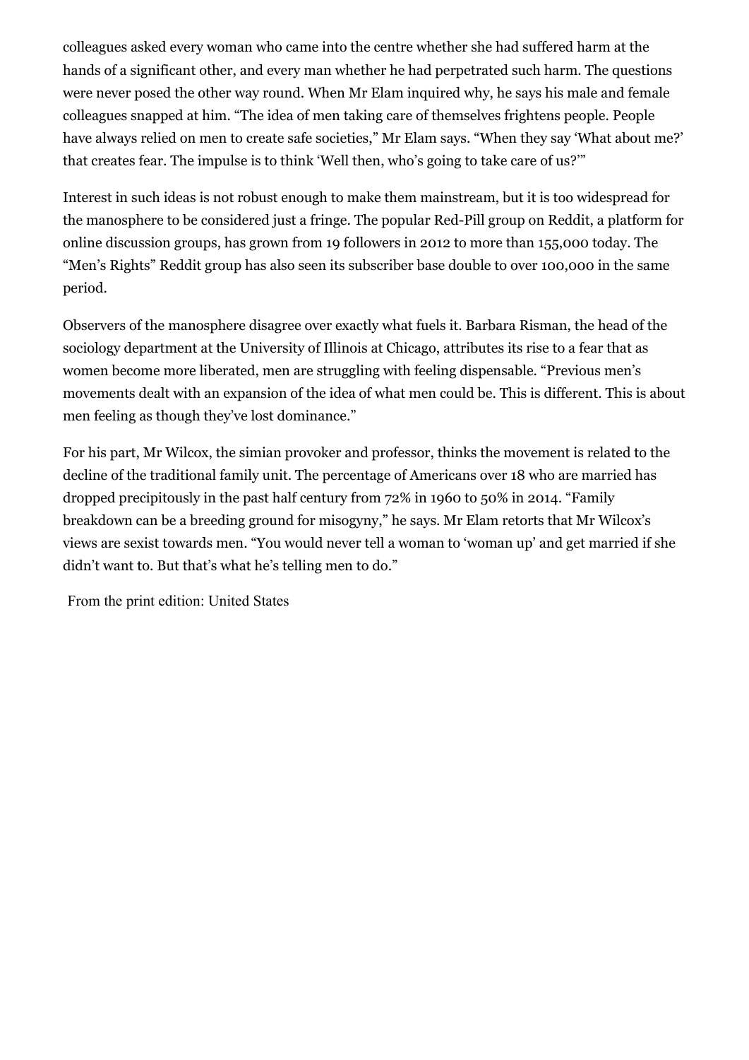colleagues asked every woman who came into the centre whether she had suffered harm at the hands of a significant other, and every man whether he had perpetrated such harm. The questions were never posed the other way round. When Mr Elam inquired why, he says his male and female colleagues snapped at him. "The idea of men taking care of themselves frightens people. People have always relied on men to create safe societies," Mr Elam says. "When they say 'What about me?' that creates fear. The impulse is to think 'Well then, who's going to take care of us?'"

Interest in such ideas is not robust enough to make them mainstream, but it is too widespread for the manosphere to be considered just a fringe. The popular Red-Pill group on Reddit, a platform for online discussion groups, has grown from 19 followers in 2012 to more than 155,000 today. The "Men's Rights" Reddit group has also seen its subscriber base double to over 100,000 in the same period.

Observers of the manosphere disagree over exactly what fuels it. Barbara Risman, the head of the sociology department at the University of Illinois at Chicago, attributes its rise to a fear that as women become more liberated, men are struggling with feeling dispensable. "Previous men's movements dealt with an expansion of the idea of what men could be. This is different. This is about men feeling as though they've lost dominance."

For his part, Mr Wilcox, the simian provoker and professor, thinks the movement is related to the decline of the traditional family unit. The percentage of Americans over 18 who are married has dropped precipitously in the past half century from 72% in 1960 to 50% in 2014. "Family breakdown can be a breeding ground for misogyny," he says. Mr Elam retorts that Mr Wilcox's views are sexist towards men. "You would never tell a woman to 'woman up' and get married if she didn't want to. But that's what he's telling men to do."

From the print edition: United States